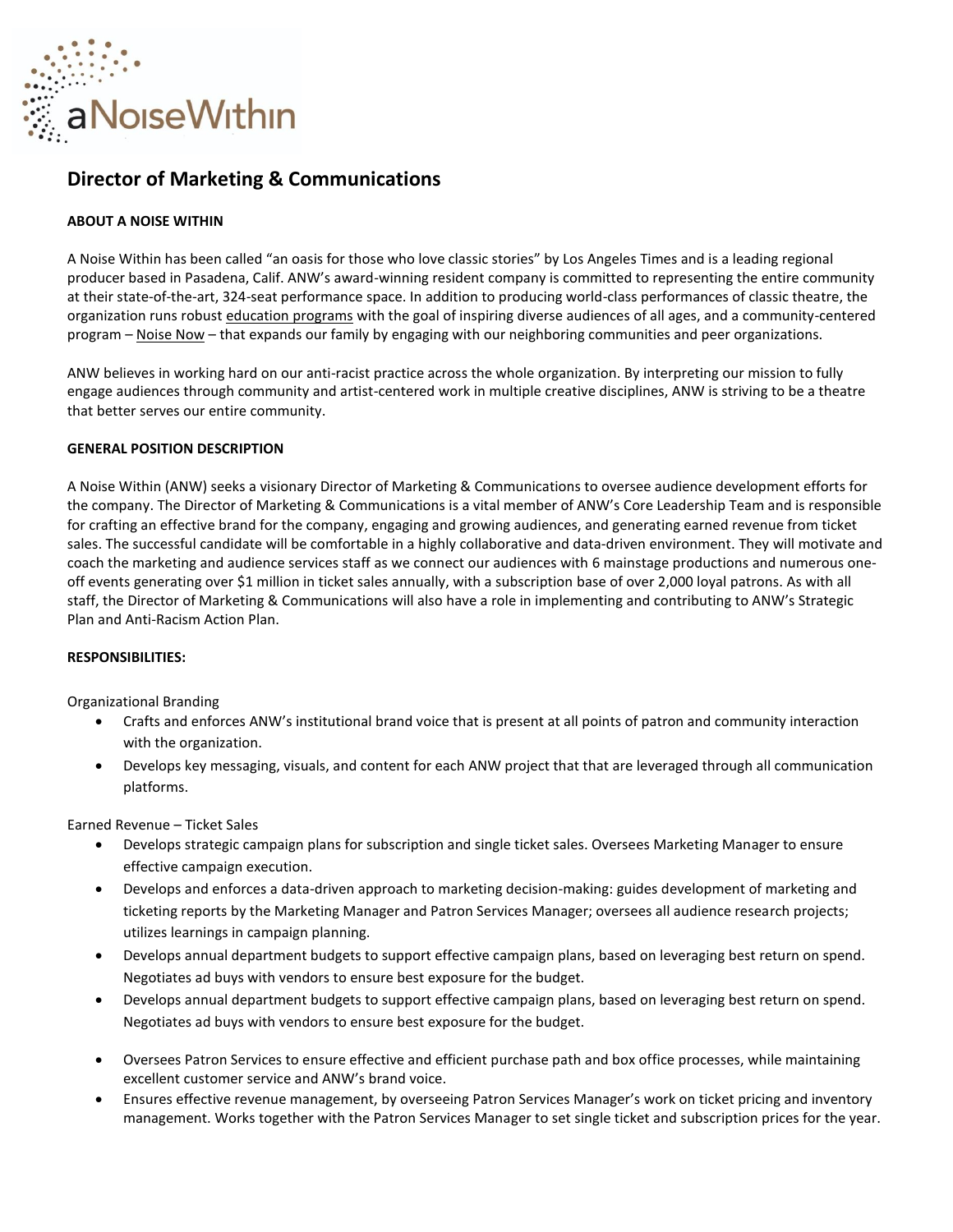# Director of Marketing & Communications

**ABOUT A NOISE WITHIN**

A Noise Within has been called "an oasis for those who love classic stories" by Los Angeles Times and is a leading regional producer based in Pasadena, Calif. ANW's award-winning resident company is committed to representing the entire community at their state-of-the-art, 324-seat performance space. In addition to producing world-class performances of classic theatre, the organization runs robust education programs with the goal of inspiring diverse audiences of all ages, and a community-centered program – Noise Now – that expands our family by engaging with our neighboring communities and peer organizations.

ANW believes in working hard on our anti-racist practice across the whole organization. By interpreting our mission to fully engage audiences through community and artist-centered work in multiple creative disciplines, ANW is striving to be a theatre that better serves our entire community.

**GENERAL POSITION DESCRIPTION**

A Noise Within (ANW) seeks a visionary Director of Marketing & Communications to oversee audience development efforts for the company. The Director of Marketing & Communications is a vital member of ANW's Core Leadership Team and is responsible for crafting an effective brand for the company, engaging and growing audiences, and generating earned revenue from ticket sales. The successful candidate will be comfortable in a highly collaborative and data-driven environment. They will motivate and coach the marketing and audience services staff as we connect our audiences with 6 mainstage productions and numerous one-off events generating over $1 million in ticket sales annually, with a subscription base of over 2,000 loyal patrons. As with all staff, the Director of Marketing & Communications will also have a role in implementing and contributing to ANW's Strategic Plan and Anti-Racism Action Plan.

**RESPONSIBILITIES:**

Organizational Branding

- Crafts and enforces ANW's institutional brand voice that is present at all points of patron and community interaction with the organization.
- Develops key messaging, visuals, and content for each ANW project that that are leveraged through all communication platforms.

Earned Revenue – Ticket Sales

- Develops strategic campaign plans for subscription and single ticket sales. Oversees Marketing Manager to ensure effective campaign execution.
- Develops and enforces a data-driven approach to marketing decision-making: guides development of marketing and ticketing reports by the Marketing Manager and Patron Services Manager; oversees all audience research projects; utilizes learnings in campaign planning.
- Develops annual department budgets to support effective campaign plans, based on leveraging best return on spend. Negotiates ad buys with vendors to ensure best exposure for the budget.
- Develops annual department budgets to support effective campaign plans, based on leveraging best return on spend. Negotiates ad buys with vendors to ensure best exposure for the budget.

- Oversees Patron Services to ensure effective and efficient purchase path and box office processes, while maintaining excellent customer service and ANW's brand voice.
- Ensures effective revenue management, by overseeing Patron Services Manager's work on ticket pricing and inventory management. Works together with the Patron Services Manager to set single ticket and subscription prices for the year.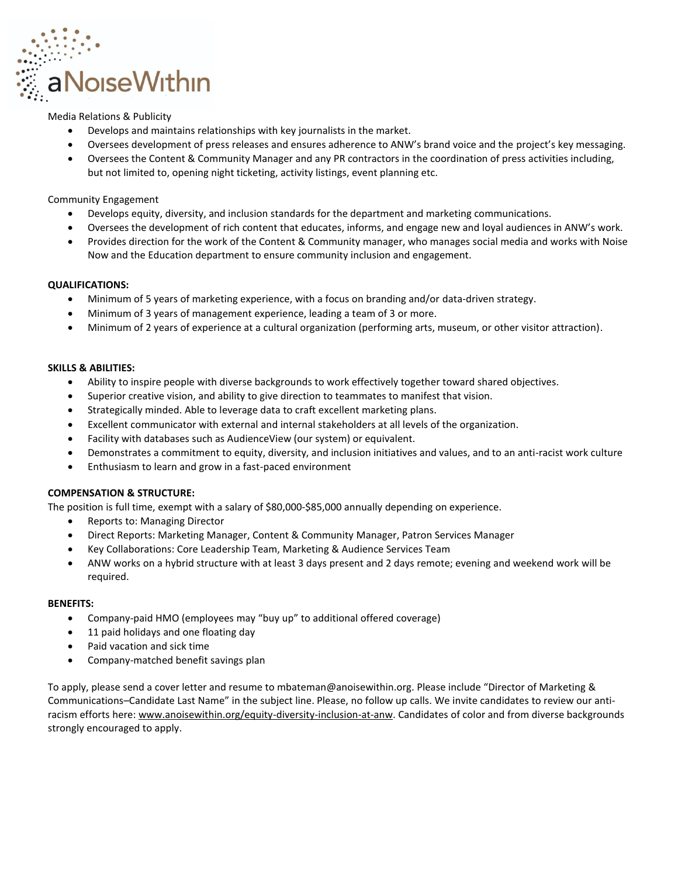Media Relations & Publicity

- Develops and maintains relationships with key journalists in the market.
- Oversees development of press releases and ensures adherence to ANW's brand voice and the project's key messaging.
- Oversees the Content & Community Manager and any PR contractors in the coordination of press activities including, but not limited to, opening night ticketing, activity listings, event planning etc.

Community Engagement

- Develops equity, diversity, and inclusion standards for the department and marketing communications.
- Oversees the development of rich content that educates, informs, and engage new and loyal audiences in ANW's work.
- Provides direction for the work of the Content & Community manager, who manages social media and works with Noise Now and the Education department to ensure community inclusion and engagement.

**QUALIFICATIONS:**

- Minimum of 5 years of marketing experience, with a focus on branding and/or data-driven strategy.
- Minimum of 3 years of management experience, leading a team of 3 or more.
- Minimum of 2 years of experience at a cultural organization (performing arts, museum, or other visitor attraction).

**SKILLS & ABILITIES:**

- Ability to inspire people with diverse backgrounds to work effectively together toward shared objectives.
- Superior creative vision, and ability to give direction to teammates to manifest that vision.
- Strategically minded. Able to leverage data to craft excellent marketing plans.
- Excellent communicator with external and internal stakeholders at all levels of the organization.
- Facility with databases such as AudienceView (our system) or equivalent.
- Demonstrates a commitment to equity, diversity, and inclusion initiatives and values, and to an anti-racist work culture
- Enthusiasm to learn and grow in a fast-paced environment

**COMPENSATION & STRUCTURE:**

The position is full time, exempt with a salary of $80,000-$85,000 annually depending on experience.

- Reports to: Managing Director
- Direct Reports: Marketing Manager, Content & Community Manager, Patron Services Manager
- Key Collaborations: Core Leadership Team, Marketing & Audience Services Team
- ANW works on a hybrid structure with at least 3 days present and 2 days remote; evening and weekend work will be required.

**BENEFITS:**

- Company-paid HMO (employees may "buy up" to additional offered coverage)
- 11 paid holidays and one floating day
- Paid vacation and sick time
- Company-matched benefit savings plan

To apply, please send a cover letter and resume to mbateman@anoisewithin.org. Please include "Director of Marketing & Communications–Candidate Last Name" in the subject line. Please, no follow up calls. We invite candidates to review our anti-racism efforts here: www.anoisewithin.org/equity-diversity-inclusion-at-anw. Candidates of color and from diverse backgrounds strongly encouraged to apply.